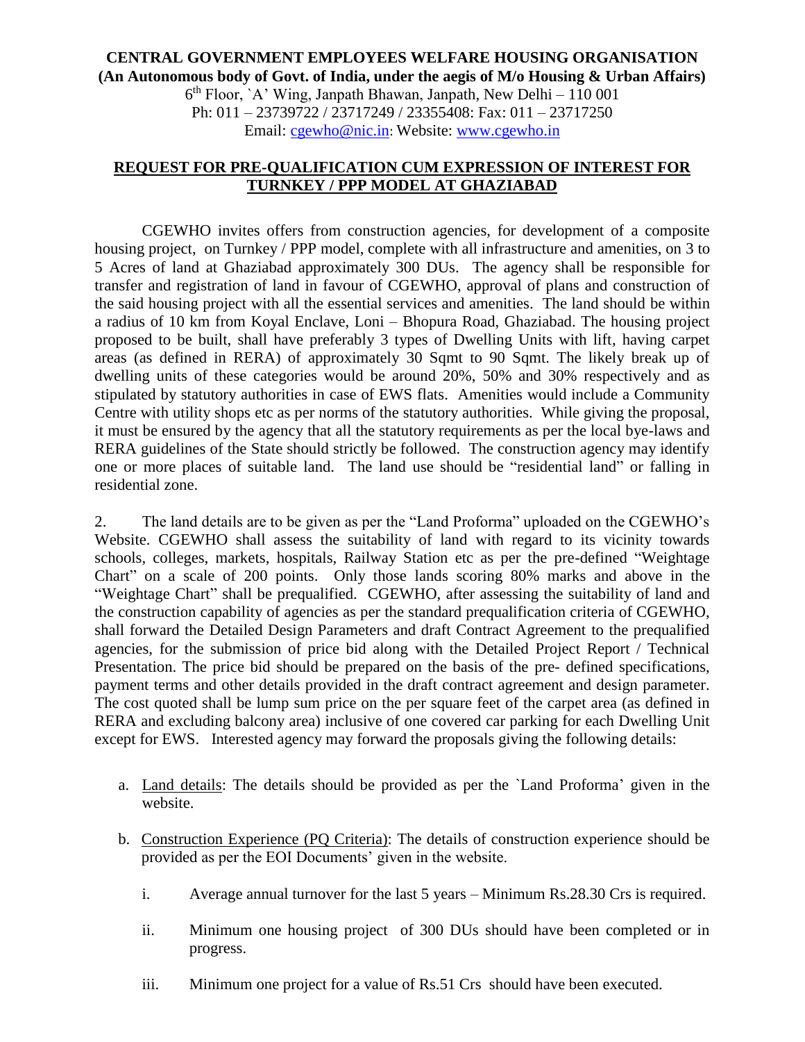**CENTRAL GOVERNMENT EMPLOYEES WELFARE HOUSING ORGANISATION**
**(An Autonomous body of Govt. of India, under the aegis of M/o Housing & Urban Affairs)**
6th Floor, `A' Wing, Janpath Bhawan, Janpath, New Delhi – 110 001
Ph: 011 – 23739722 / 23717249 / 23355408: Fax: 011 – 23717250
Email: cgewho@nic.in: Website: www.cgewho.in

## REQUEST FOR PRE-QUALIFICATION CUM EXPRESSION OF INTEREST FOR TURNKEY / PPP MODEL AT GHAZIABAD

CGEWHO invites offers from construction agencies, for development of a composite housing project, on Turnkey / PPP model, complete with all infrastructure and amenities, on 3 to 5 Acres of land at Ghaziabad approximately 300 DUs. The agency shall be responsible for transfer and registration of land in favour of CGEWHO, approval of plans and construction of the said housing project with all the essential services and amenities. The land should be within a radius of 10 km from Koyal Enclave, Loni – Bhopura Road, Ghaziabad. The housing project proposed to be built, shall have preferably 3 types of Dwelling Units with lift, having carpet areas (as defined in RERA) of approximately 30 Sqmt to 90 Sqmt. The likely break up of dwelling units of these categories would be around 20%, 50% and 30% respectively and as stipulated by statutory authorities in case of EWS flats. Amenities would include a Community Centre with utility shops etc as per norms of the statutory authorities. While giving the proposal, it must be ensured by the agency that all the statutory requirements as per the local bye-laws and RERA guidelines of the State should strictly be followed. The construction agency may identify one or more places of suitable land. The land use should be "residential land" or falling in residential zone.

2. The land details are to be given as per the "Land Proforma" uploaded on the CGEWHO's Website. CGEWHO shall assess the suitability of land with regard to its vicinity towards schools, colleges, markets, hospitals, Railway Station etc as per the pre-defined "Weightage Chart" on a scale of 200 points. Only those lands scoring 80% marks and above in the "Weightage Chart" shall be prequalified. CGEWHO, after assessing the suitability of land and the construction capability of agencies as per the standard prequalification criteria of CGEWHO, shall forward the Detailed Design Parameters and draft Contract Agreement to the prequalified agencies, for the submission of price bid along with the Detailed Project Report / Technical Presentation. The price bid should be prepared on the basis of the pre- defined specifications, payment terms and other details provided in the draft contract agreement and design parameter. The cost quoted shall be lump sum price on the per square feet of the carpet area (as defined in RERA and excluding balcony area) inclusive of one covered car parking for each Dwelling Unit except for EWS. Interested agency may forward the proposals giving the following details:

a. Land details: The details should be provided as per the `Land Proforma' given in the website.

b. Construction Experience (PQ Criteria): The details of construction experience should be provided as per the EOI Documents' given in the website.

   i. Average annual turnover for the last 5 years – Minimum Rs.28.30 Crs is required.

   ii. Minimum one housing project of 300 DUs should have been completed or in progress.

   iii. Minimum one project for a value of Rs.51 Crs should have been executed.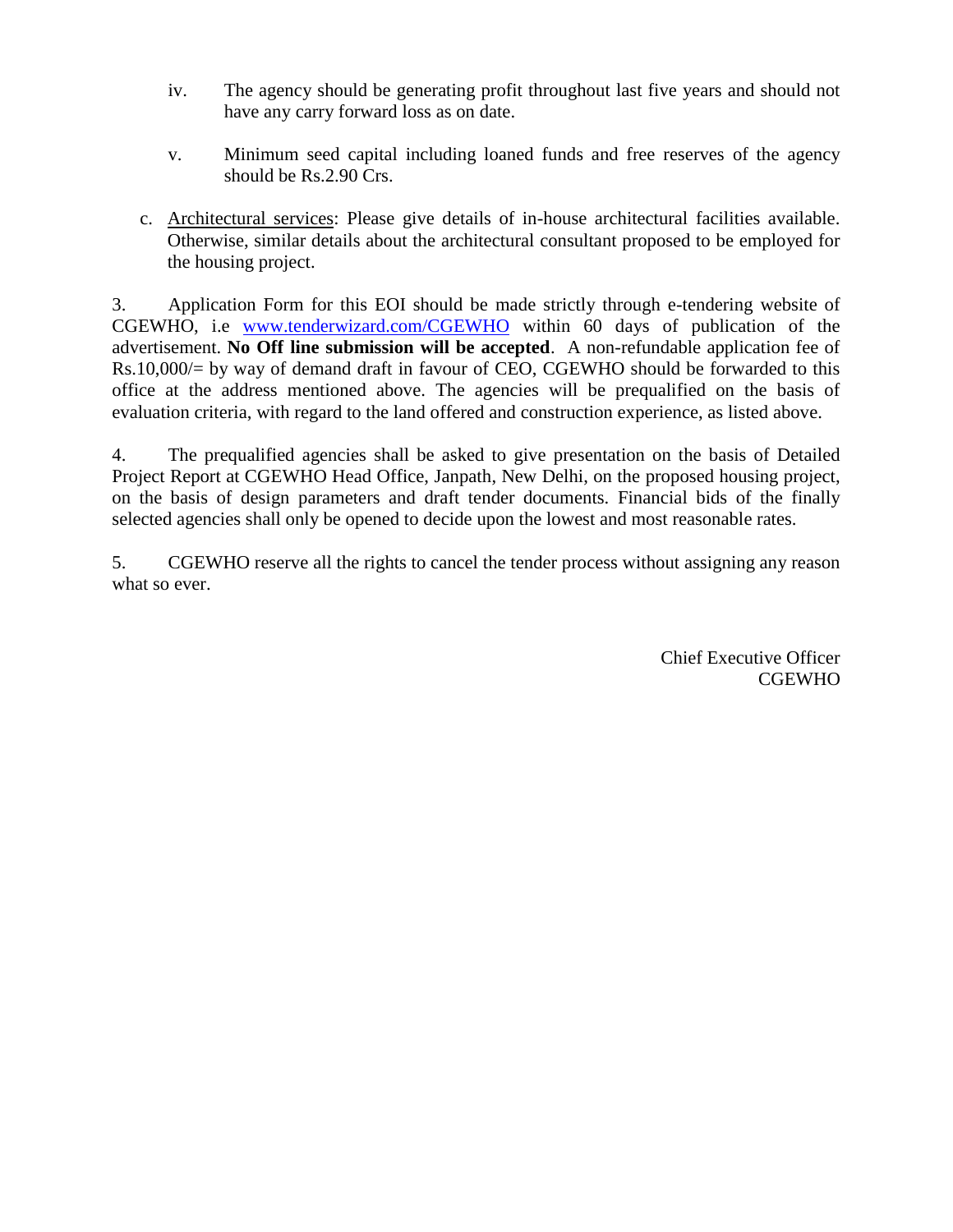iv. The agency should be generating profit throughout last five years and should not have any carry forward loss as on date.

v. Minimum seed capital including loaned funds and free reserves of the agency should be Rs.2.90 Crs.

c. Architectural services: Please give details of in-house architectural facilities available. Otherwise, similar details about the architectural consultant proposed to be employed for the housing project.

3. Application Form for this EOI should be made strictly through e-tendering website of CGEWHO, i.e [www.tenderwizard.com/CGEWHO](www.tenderwizard.com/CGEWHO) within 60 days of publication of the advertisement. **No Off line submission will be accepted**. A non-refundable application fee of Rs.10,000/= by way of demand draft in favour of CEO, CGEWHO should be forwarded to this office at the address mentioned above. The agencies will be prequalified on the basis of evaluation criteria, with regard to the land offered and construction experience, as listed above.

4. The prequalified agencies shall be asked to give presentation on the basis of Detailed Project Report at CGEWHO Head Office, Janpath, New Delhi, on the proposed housing project, on the basis of design parameters and draft tender documents. Financial bids of the finally selected agencies shall only be opened to decide upon the lowest and most reasonable rates.

5. CGEWHO reserve all the rights to cancel the tender process without assigning any reason what so ever.

Chief Executive Officer
CGEWHO